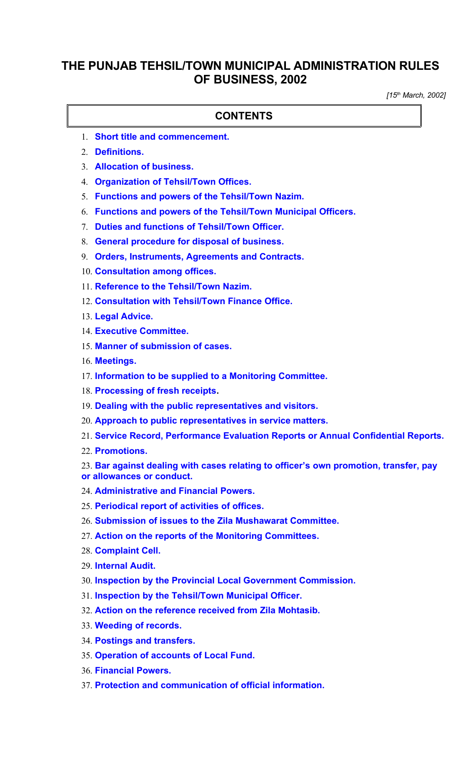# THE PUNJAB TEHSIL/TOWN MUNICIPAL ADMINISTRATION RULES OF BUSINESS, 2002

*[15th March, 2002]*

## CONTENTS

1. **Short title and commencement.**
2. **Definitions.**
3. **Allocation of business.**
4. **Organization of Tehsil/Town Offices.**
5. **Functions and powers of the Tehsil/Town Nazim.**
6. **Functions and powers of the Tehsil/Town Municipal Officers.**
7. **Duties and functions of Tehsil/Town Officer.**
8. **General procedure for disposal of business.**
9. **Orders, Instruments, Agreements and Contracts.**
10. **Consultation among offices.**
11. **Reference to the Tehsil/Town Nazim.**
12. **Consultation with Tehsil/Town Finance Office.**
13. **Legal Advice.**
14. **Executive Committee.**
15. **Manner of submission of cases.**
16. **Meetings.**
17. **Information to be supplied to a Monitoring Committee.**
18. **Processing of fresh receipts.**
19. **Dealing with the public representatives and visitors.**
20. **Approach to public representatives in service matters.**
21. **Service Record, Performance Evaluation Reports or Annual Confidential Reports.**
22. **Promotions.**
23. **Bar against dealing with cases relating to officer's own promotion, transfer, pay or allowances or conduct.**
24. **Administrative and Financial Powers.**
25. **Periodical report of activities of offices.**
26. **Submission of issues to the Zila Mushawarat Committee.**
27. **Action on the reports of the Monitoring Committees.**
28. **Complaint Cell.**
29. **Internal Audit.**
30. **Inspection by the Provincial Local Government Commission.**
31. **Inspection by the Tehsil/Town Municipal Officer.**
32. **Action on the reference received from Zila Mohtasib.**
33. **Weeding of records.**
34. **Postings and transfers.**
35. **Operation of accounts of Local Fund.**
36. **Financial Powers.**
37. **Protection and communication of official information.**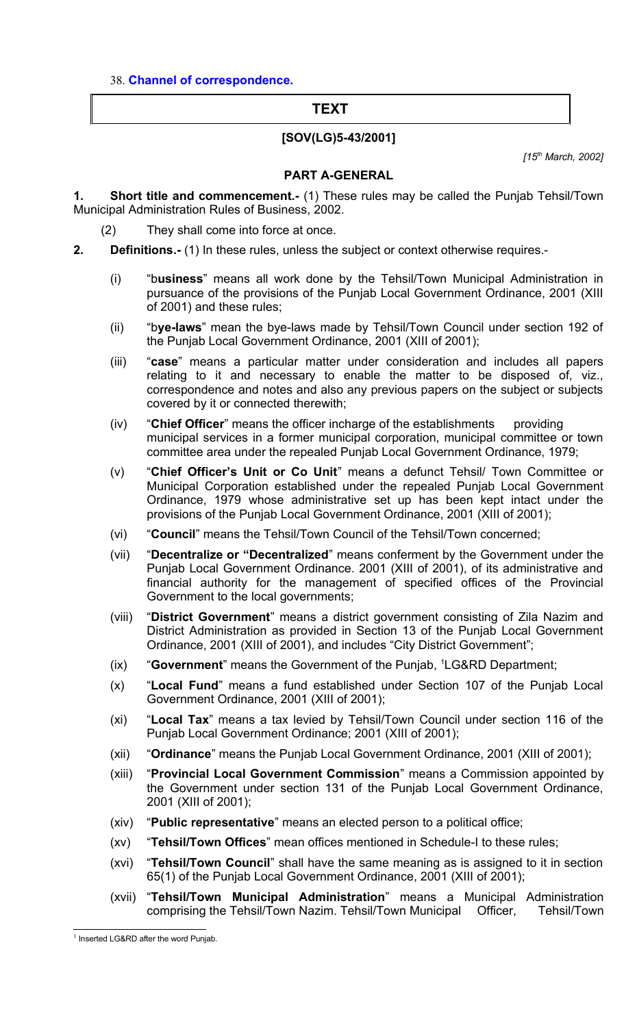38. **Channel of correspondence.**

## TEXT

**[SOV(LG)5-43/2001]**

*[15th March, 2002]*

**PART A-GENERAL**

**1. Short title and commencement.-** (1) These rules may be called the Punjab Tehsil/Town Municipal Administration Rules of Business, 2002.

(2) They shall come into force at once.

**2. Definitions.-** (1) In these rules, unless the subject or context otherwise requires.-

(i) "b**usiness**" means all work done by the Tehsil/Town Municipal Administration in pursuance of the provisions of the Punjab Local Government Ordinance, 2001 (XIII of 2001) and these rules;

(ii) "b**ye-laws**" mean the bye-laws made by Tehsil/Town Council under section 192 of the Punjab Local Government Ordinance, 2001 (XIII of 2001);

(iii) "**case**" means a particular matter under consideration and includes all papers relating to it and necessary to enable the matter to be disposed of, viz., correspondence and notes and also any previous papers on the subject or subjects covered by it or connected therewith;

(iv) "**Chief Officer**" means the officer incharge of the establishments providing municipal services in a former municipal corporation, municipal committee or town committee area under the repealed Punjab Local Government Ordinance, 1979;

(v) "**Chief Officer's Unit or Co Unit**" means a defunct Tehsil/ Town Committee or Municipal Corporation established under the repealed Punjab Local Government Ordinance, 1979 whose administrative set up has been kept intact under the provisions of the Punjab Local Government Ordinance, 2001 (XIII of 2001);

(vi) "**Council**" means the Tehsil/Town Council of the Tehsil/Town concerned;

(vii) "**Decentralize or "Decentralized**" means conferment by the Government under the Punjab Local Government Ordinance. 2001 (XIII of 2001), of its administrative and financial authority for the management of specified offices of the Provincial Government to the local governments;

(viii) "**District Government**" means a district government consisting of Zila Nazim and District Administration as provided in Section 13 of the Punjab Local Government Ordinance, 2001 (XIII of 2001), and includes "City District Government";

(ix) "**Government**" means the Government of the Punjab, [1]LG&RD Department;

(x) "**Local Fund**" means a fund established under Section 107 of the Punjab Local Government Ordinance, 2001 (XIII of 2001);

(xi) "**Local Tax**" means a tax levied by Tehsil/Town Council under section 116 of the Punjab Local Government Ordinance; 2001 (XIII of 2001);

(xii) "**Ordinance**" means the Punjab Local Government Ordinance, 2001 (XIII of 2001);

(xiii) "**Provincial Local Government Commission**" means a Commission appointed by the Government under section 131 of the Punjab Local Government Ordinance, 2001 (XIII of 2001);

(xiv) "**Public representative**" means an elected person to a political office;

(xv) "**Tehsil/Town Offices**" mean offices mentioned in Schedule-I to these rules;

(xvi) "**Tehsil/Town Council**" shall have the same meaning as is assigned to it in section 65(1) of the Punjab Local Government Ordinance, 2001 (XIII of 2001);

(xvii) "**Tehsil/Town Municipal Administration**" means a Municipal Administration comprising the Tehsil/Town Nazim. Tehsil/Town Municipal Officer, Tehsil/Town

---

[1] Inserted LG&RD after the word Punjab.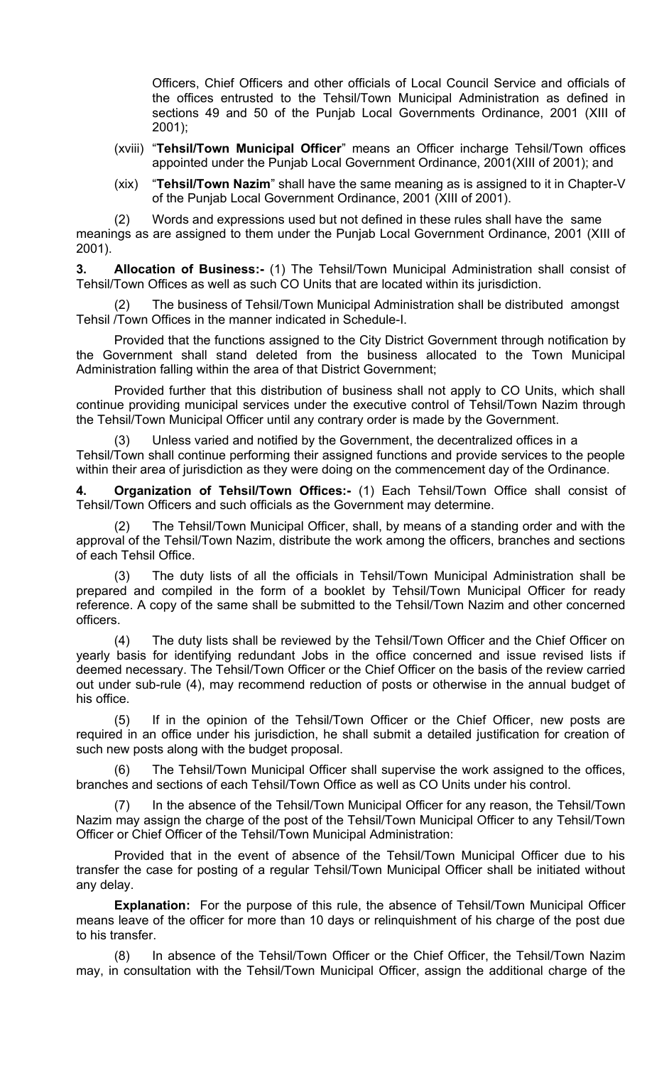Officers, Chief Officers and other officials of Local Council Service and officials of the offices entrusted to the Tehsil/Town Municipal Administration as defined in sections 49 and 50 of the Punjab Local Governments Ordinance, 2001 (XIII of 2001);

(xviii) "**Tehsil/Town Municipal Officer**" means an Officer incharge Tehsil/Town offices appointed under the Punjab Local Government Ordinance, 2001(XIII of 2001); and

(xix) "**Tehsil/Town Nazim**" shall have the same meaning as is assigned to it in Chapter-V of the Punjab Local Government Ordinance, 2001 (XIII of 2001).

(2) Words and expressions used but not defined in these rules shall have the same meanings as are assigned to them under the Punjab Local Government Ordinance, 2001 (XIII of 2001).

**3. Allocation of Business:-** (1) The Tehsil/Town Municipal Administration shall consist of Tehsil/Town Offices as well as such CO Units that are located within its jurisdiction.

(2) The business of Tehsil/Town Municipal Administration shall be distributed amongst Tehsil /Town Offices in the manner indicated in Schedule-I.

Provided that the functions assigned to the City District Government through notification by the Government shall stand deleted from the business allocated to the Town Municipal Administration falling within the area of that District Government;

Provided further that this distribution of business shall not apply to CO Units, which shall continue providing municipal services under the executive control of Tehsil/Town Nazim through the Tehsil/Town Municipal Officer until any contrary order is made by the Government.

(3) Unless varied and notified by the Government, the decentralized offices in a Tehsil/Town shall continue performing their assigned functions and provide services to the people within their area of jurisdiction as they were doing on the commencement day of the Ordinance.

**4. Organization of Tehsil/Town Offices:-** (1) Each Tehsil/Town Office shall consist of Tehsil/Town Officers and such officials as the Government may determine.

(2) The Tehsil/Town Municipal Officer, shall, by means of a standing order and with the approval of the Tehsil/Town Nazim, distribute the work among the officers, branches and sections of each Tehsil Office.

(3) The duty lists of all the officials in Tehsil/Town Municipal Administration shall be prepared and compiled in the form of a booklet by Tehsil/Town Municipal Officer for ready reference. A copy of the same shall be submitted to the Tehsil/Town Nazim and other concerned officers.

(4) The duty lists shall be reviewed by the Tehsil/Town Officer and the Chief Officer on yearly basis for identifying redundant Jobs in the office concerned and issue revised lists if deemed necessary. The Tehsil/Town Officer or the Chief Officer on the basis of the review carried out under sub-rule (4), may recommend reduction of posts or otherwise in the annual budget of his office.

(5) If in the opinion of the Tehsil/Town Officer or the Chief Officer, new posts are required in an office under his jurisdiction, he shall submit a detailed justification for creation of such new posts along with the budget proposal.

(6) The Tehsil/Town Municipal Officer shall supervise the work assigned to the offices, branches and sections of each Tehsil/Town Office as well as CO Units under his control.

(7) In the absence of the Tehsil/Town Municipal Officer for any reason, the Tehsil/Town Nazim may assign the charge of the post of the Tehsil/Town Municipal Officer to any Tehsil/Town Officer or Chief Officer of the Tehsil/Town Municipal Administration:

Provided that in the event of absence of the Tehsil/Town Municipal Officer due to his transfer the case for posting of a regular Tehsil/Town Municipal Officer shall be initiated without any delay.

**Explanation:** For the purpose of this rule, the absence of Tehsil/Town Municipal Officer means leave of the officer for more than 10 days or relinquishment of his charge of the post due to his transfer.

(8) In absence of the Tehsil/Town Officer or the Chief Officer, the Tehsil/Town Nazim may, in consultation with the Tehsil/Town Municipal Officer, assign the additional charge of the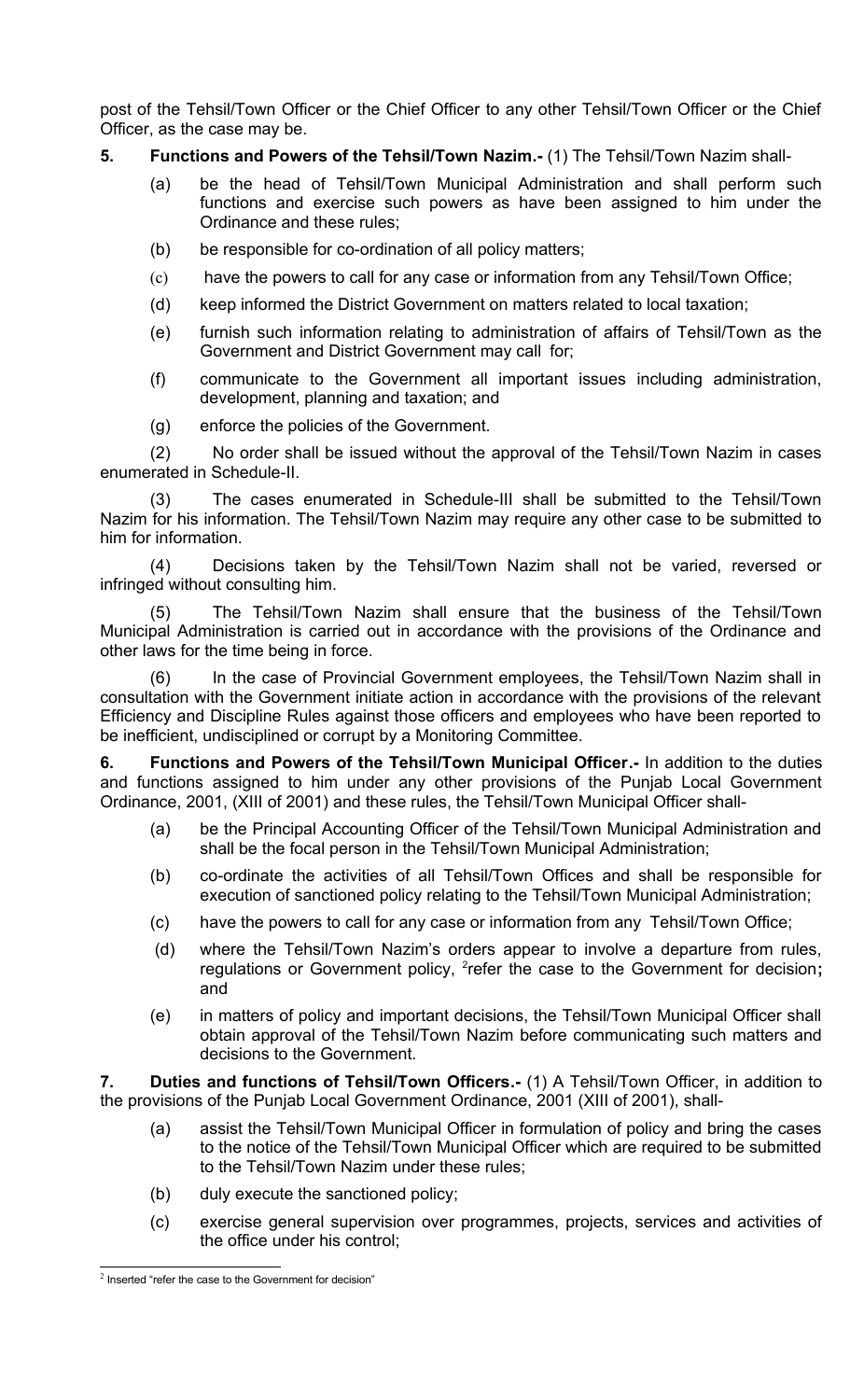post of the Tehsil/Town Officer or the Chief Officer to any other Tehsil/Town Officer or the Chief Officer, as the case may be.

**5. Functions and Powers of the Tehsil/Town Nazim.-** (1) The Tehsil/Town Nazim shall-

- (a) be the head of Tehsil/Town Municipal Administration and shall perform such functions and exercise such powers as have been assigned to him under the Ordinance and these rules;
- (b) be responsible for co-ordination of all policy matters;
- (c) have the powers to call for any case or information from any Tehsil/Town Office;
- (d) keep informed the District Government on matters related to local taxation;
- (e) furnish such information relating to administration of affairs of Tehsil/Town as the Government and District Government may call for;
- (f) communicate to the Government all important issues including administration, development, planning and taxation; and
- (g) enforce the policies of the Government.

(2) No order shall be issued without the approval of the Tehsil/Town Nazim in cases enumerated in Schedule-II.

(3) The cases enumerated in Schedule-III shall be submitted to the Tehsil/Town Nazim for his information. The Tehsil/Town Nazim may require any other case to be submitted to him for information.

(4) Decisions taken by the Tehsil/Town Nazim shall not be varied, reversed or infringed without consulting him.

(5) The Tehsil/Town Nazim shall ensure that the business of the Tehsil/Town Municipal Administration is carried out in accordance with the provisions of the Ordinance and other laws for the time being in force.

(6) In the case of Provincial Government employees, the Tehsil/Town Nazim shall in consultation with the Government initiate action in accordance with the provisions of the relevant Efficiency and Discipline Rules against those officers and employees who have been reported to be inefficient, undisciplined or corrupt by a Monitoring Committee.

**6. Functions and Powers of the Tehsil/Town Municipal Officer.-** In addition to the duties and functions assigned to him under any other provisions of the Punjab Local Government Ordinance, 2001, (XIII of 2001) and these rules, the Tehsil/Town Municipal Officer shall-

- (a) be the Principal Accounting Officer of the Tehsil/Town Municipal Administration and shall be the focal person in the Tehsil/Town Municipal Administration;
- (b) co-ordinate the activities of all Tehsil/Town Offices and shall be responsible for execution of sanctioned policy relating to the Tehsil/Town Municipal Administration;
- (c) have the powers to call for any case or information from any Tehsil/Town Office;
- (d) where the Tehsil/Town Nazim's orders appear to involve a departure from rules, regulations or Government policy, [2]refer the case to the Government for decision**;** and
- (e) in matters of policy and important decisions, the Tehsil/Town Municipal Officer shall obtain approval of the Tehsil/Town Nazim before communicating such matters and decisions to the Government.

**7. Duties and functions of Tehsil/Town Officers.-** (1) A Tehsil/Town Officer, in addition to the provisions of the Punjab Local Government Ordinance, 2001 (XIII of 2001), shall-

- (a) assist the Tehsil/Town Municipal Officer in formulation of policy and bring the cases to the notice of the Tehsil/Town Municipal Officer which are required to be submitted to the Tehsil/Town Nazim under these rules;
- (b) duly execute the sanctioned policy;
- (c) exercise general supervision over programmes, projects, services and activities of the office under his control;

---

[2] Inserted "refer the case to the Government for decision"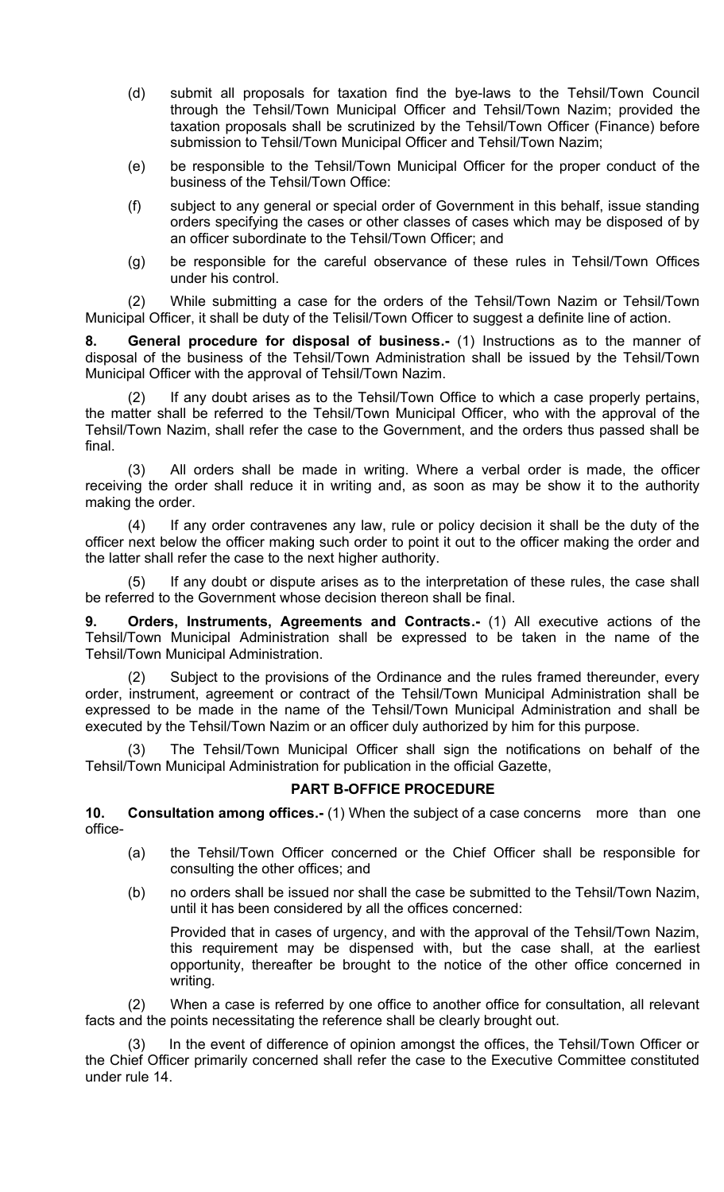(d) submit all proposals for taxation find the bye-laws to the Tehsil/Town Council through the Tehsil/Town Municipal Officer and Tehsil/Town Nazim; provided the taxation proposals shall be scrutinized by the Tehsil/Town Officer (Finance) before submission to Tehsil/Town Municipal Officer and Tehsil/Town Nazim;

(e) be responsible to the Tehsil/Town Municipal Officer for the proper conduct of the business of the Tehsil/Town Office:

(f) subject to any general or special order of Government in this behalf, issue standing orders specifying the cases or other classes of cases which may be disposed of by an officer subordinate to the Tehsil/Town Officer; and

(g) be responsible for the careful observance of these rules in Tehsil/Town Offices under his control.

(2) While submitting a case for the orders of the Tehsil/Town Nazim or Tehsil/Town Municipal Officer, it shall be duty of the Telisil/Town Officer to suggest a definite line of action.

**8. General procedure for disposal of business.-** (1) Instructions as to the manner of disposal of the business of the Tehsil/Town Administration shall be issued by the Tehsil/Town Municipal Officer with the approval of Tehsil/Town Nazim.

(2) If any doubt arises as to the Tehsil/Town Office to which a case properly pertains, the matter shall be referred to the Tehsil/Town Municipal Officer, who with the approval of the Tehsil/Town Nazim, shall refer the case to the Government, and the orders thus passed shall be final.

(3) All orders shall be made in writing. Where a verbal order is made, the officer receiving the order shall reduce it in writing and, as soon as may be show it to the authority making the order.

(4) If any order contravenes any law, rule or policy decision it shall be the duty of the officer next below the officer making such order to point it out to the officer making the order and the latter shall refer the case to the next higher authority.

(5) If any doubt or dispute arises as to the interpretation of these rules, the case shall be referred to the Government whose decision thereon shall be final.

**9. Orders, Instruments, Agreements and Contracts.-** (1) All executive actions of the Tehsil/Town Municipal Administration shall be expressed to be taken in the name of the Tehsil/Town Municipal Administration.

(2) Subject to the provisions of the Ordinance and the rules framed thereunder, every order, instrument, agreement or contract of the Tehsil/Town Municipal Administration shall be expressed to be made in the name of the Tehsil/Town Municipal Administration and shall be executed by the Tehsil/Town Nazim or an officer duly authorized by him for this purpose.

(3) The Tehsil/Town Municipal Officer shall sign the notifications on behalf of the Tehsil/Town Municipal Administration for publication in the official Gazette,

## PART B-OFFICE PROCEDURE

**10. Consultation among offices.-** (1) When the subject of a case concerns more than one office-

(a) the Tehsil/Town Officer concerned or the Chief Officer shall be responsible for consulting the other offices; and

(b) no orders shall be issued nor shall the case be submitted to the Tehsil/Town Nazim, until it has been considered by all the offices concerned:

Provided that in cases of urgency, and with the approval of the Tehsil/Town Nazim, this requirement may be dispensed with, but the case shall, at the earliest opportunity, thereafter be brought to the notice of the other office concerned in writing.

(2) When a case is referred by one office to another office for consultation, all relevant facts and the points necessitating the reference shall be clearly brought out.

(3) In the event of difference of opinion amongst the offices, the Tehsil/Town Officer or the Chief Officer primarily concerned shall refer the case to the Executive Committee constituted under rule 14.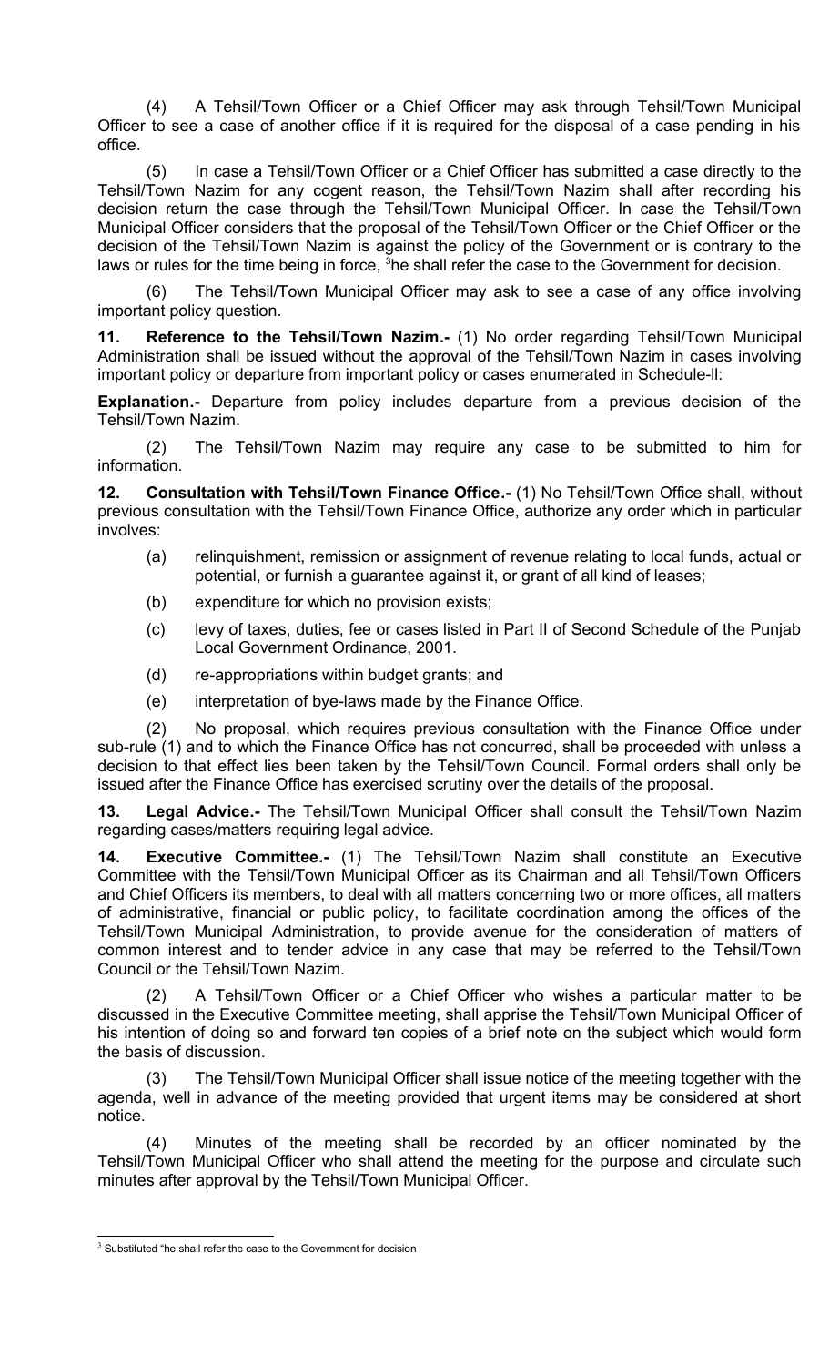(4) A Tehsil/Town Officer or a Chief Officer may ask through Tehsil/Town Municipal Officer to see a case of another office if it is required for the disposal of a case pending in his office.

(5) In case a Tehsil/Town Officer or a Chief Officer has submitted a case directly to the Tehsil/Town Nazim for any cogent reason, the Tehsil/Town Nazim shall after recording his decision return the case through the Tehsil/Town Municipal Officer. In case the Tehsil/Town Municipal Officer considers that the proposal of the Tehsil/Town Officer or the Chief Officer or the decision of the Tehsil/Town Nazim is against the policy of the Government or is contrary to the laws or rules for the time being in force, [3]he shall refer the case to the Government for decision.

(6) The Tehsil/Town Municipal Officer may ask to see a case of any office involving important policy question.

**11. Reference to the Tehsil/Town Nazim.-** (1) No order regarding Tehsil/Town Municipal Administration shall be issued without the approval of the Tehsil/Town Nazim in cases involving important policy or departure from important policy or cases enumerated in Schedule-II:

**Explanation.-** Departure from policy includes departure from a previous decision of the Tehsil/Town Nazim.

(2) The Tehsil/Town Nazim may require any case to be submitted to him for information.

**12. Consultation with Tehsil/Town Finance Office.-** (1) No Tehsil/Town Office shall, without previous consultation with the Tehsil/Town Finance Office, authorize any order which in particular involves:

(a) relinquishment, remission or assignment of revenue relating to local funds, actual or potential, or furnish a guarantee against it, or grant of all kind of leases;

(b) expenditure for which no provision exists;

(c) levy of taxes, duties, fee or cases listed in Part II of Second Schedule of the Punjab Local Government Ordinance, 2001.

(d) re-appropriations within budget grants; and

(e) interpretation of bye-laws made by the Finance Office.

(2) No proposal, which requires previous consultation with the Finance Office under sub-rule (1) and to which the Finance Office has not concurred, shall be proceeded with unless a decision to that effect lies been taken by the Tehsil/Town Council. Formal orders shall only be issued after the Finance Office has exercised scrutiny over the details of the proposal.

**13. Legal Advice.-** The Tehsil/Town Municipal Officer shall consult the Tehsil/Town Nazim regarding cases/matters requiring legal advice.

**14. Executive Committee.-** (1) The Tehsil/Town Nazim shall constitute an Executive Committee with the Tehsil/Town Municipal Officer as its Chairman and all Tehsil/Town Officers and Chief Officers its members, to deal with all matters concerning two or more offices, all matters of administrative, financial or public policy, to facilitate coordination among the offices of the Tehsil/Town Municipal Administration, to provide avenue for the consideration of matters of common interest and to tender advice in any case that may be referred to the Tehsil/Town Council or the Tehsil/Town Nazim.

(2) A Tehsil/Town Officer or a Chief Officer who wishes a particular matter to be discussed in the Executive Committee meeting, shall apprise the Tehsil/Town Municipal Officer of his intention of doing so and forward ten copies of a brief note on the subject which would form the basis of discussion.

(3) The Tehsil/Town Municipal Officer shall issue notice of the meeting together with the agenda, well in advance of the meeting provided that urgent items may be considered at short notice.

(4) Minutes of the meeting shall be recorded by an officer nominated by the Tehsil/Town Municipal Officer who shall attend the meeting for the purpose and circulate such minutes after approval by the Tehsil/Town Municipal Officer.

---

[3] Substituted "he shall refer the case to the Government for decision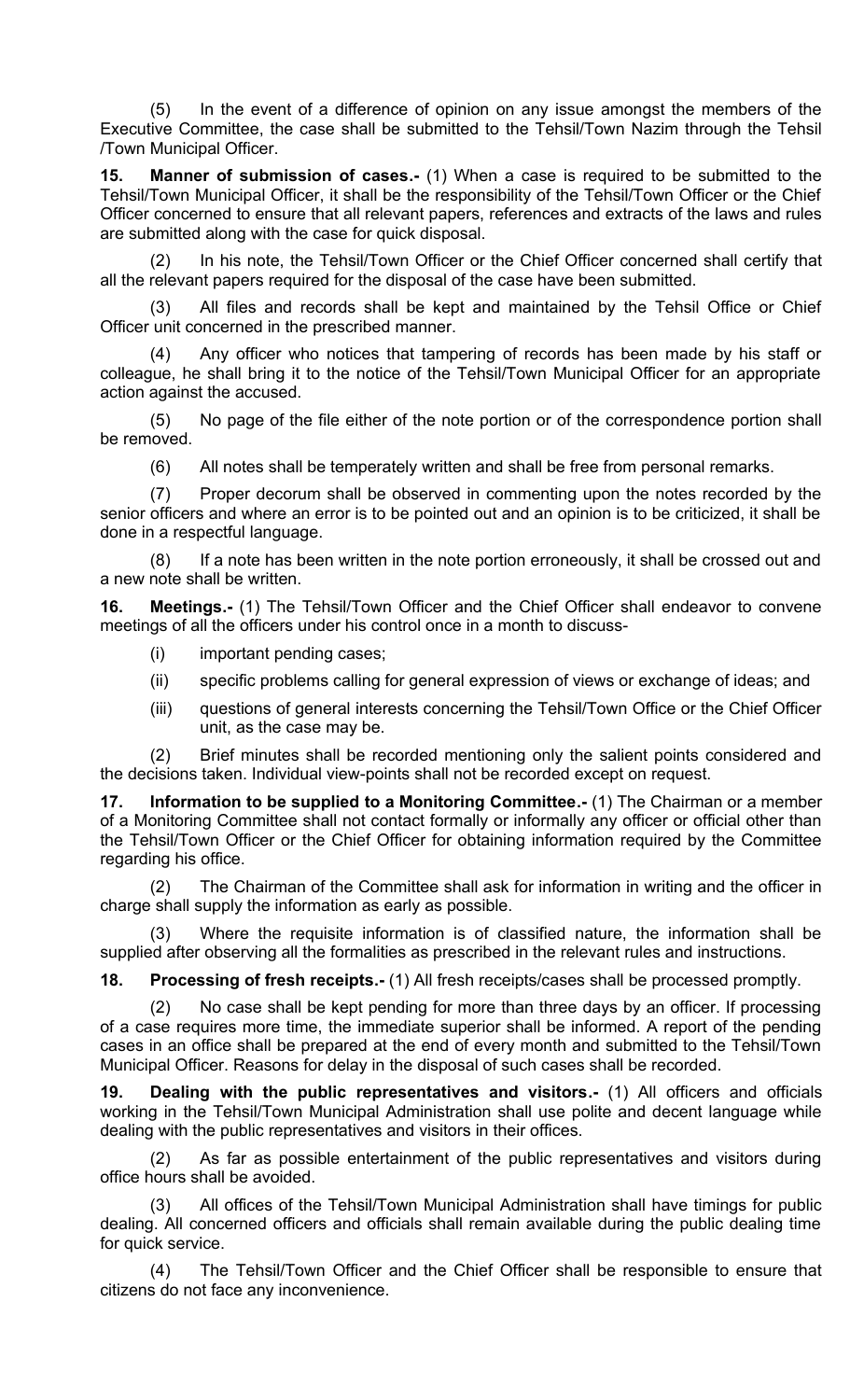(5) In the event of a difference of opinion on any issue amongst the members of the Executive Committee, the case shall be submitted to the Tehsil/Town Nazim through the Tehsil /Town Municipal Officer.

**15. Manner of submission of cases.-** (1) When a case is required to be submitted to the Tehsil/Town Municipal Officer, it shall be the responsibility of the Tehsil/Town Officer or the Chief Officer concerned to ensure that all relevant papers, references and extracts of the laws and rules are submitted along with the case for quick disposal.

(2) In his note, the Tehsil/Town Officer or the Chief Officer concerned shall certify that all the relevant papers required for the disposal of the case have been submitted.

(3) All files and records shall be kept and maintained by the Tehsil Office or Chief Officer unit concerned in the prescribed manner.

(4) Any officer who notices that tampering of records has been made by his staff or colleague, he shall bring it to the notice of the Tehsil/Town Municipal Officer for an appropriate action against the accused.

(5) No page of the file either of the note portion or of the correspondence portion shall be removed.

(6) All notes shall be temperately written and shall be free from personal remarks.

(7) Proper decorum shall be observed in commenting upon the notes recorded by the senior officers and where an error is to be pointed out and an opinion is to be criticized, it shall be done in a respectful language.

(8) If a note has been written in the note portion erroneously, it shall be crossed out and a new note shall be written.

**16. Meetings.-** (1) The Tehsil/Town Officer and the Chief Officer shall endeavor to convene meetings of all the officers under his control once in a month to discuss-

(i) important pending cases;

(ii) specific problems calling for general expression of views or exchange of ideas; and

(iii) questions of general interests concerning the Tehsil/Town Office or the Chief Officer unit, as the case may be.

(2) Brief minutes shall be recorded mentioning only the salient points considered and the decisions taken. Individual view-points shall not be recorded except on request.

**17. Information to be supplied to a Monitoring Committee.-** (1) The Chairman or a member of a Monitoring Committee shall not contact formally or informally any officer or official other than the Tehsil/Town Officer or the Chief Officer for obtaining information required by the Committee regarding his office.

(2) The Chairman of the Committee shall ask for information in writing and the officer in charge shall supply the information as early as possible.

(3) Where the requisite information is of classified nature, the information shall be supplied after observing all the formalities as prescribed in the relevant rules and instructions.

**18. Processing of fresh receipts.-** (1) All fresh receipts/cases shall be processed promptly.

(2) No case shall be kept pending for more than three days by an officer. If processing of a case requires more time, the immediate superior shall be informed. A report of the pending cases in an office shall be prepared at the end of every month and submitted to the Tehsil/Town Municipal Officer. Reasons for delay in the disposal of such cases shall be recorded.

**19. Dealing with the public representatives and visitors.-** (1) All officers and officials working in the Tehsil/Town Municipal Administration shall use polite and decent language while dealing with the public representatives and visitors in their offices.

(2) As far as possible entertainment of the public representatives and visitors during office hours shall be avoided.

(3) All offices of the Tehsil/Town Municipal Administration shall have timings for public dealing. All concerned officers and officials shall remain available during the public dealing time for quick service.

(4) The Tehsil/Town Officer and the Chief Officer shall be responsible to ensure that citizens do not face any inconvenience.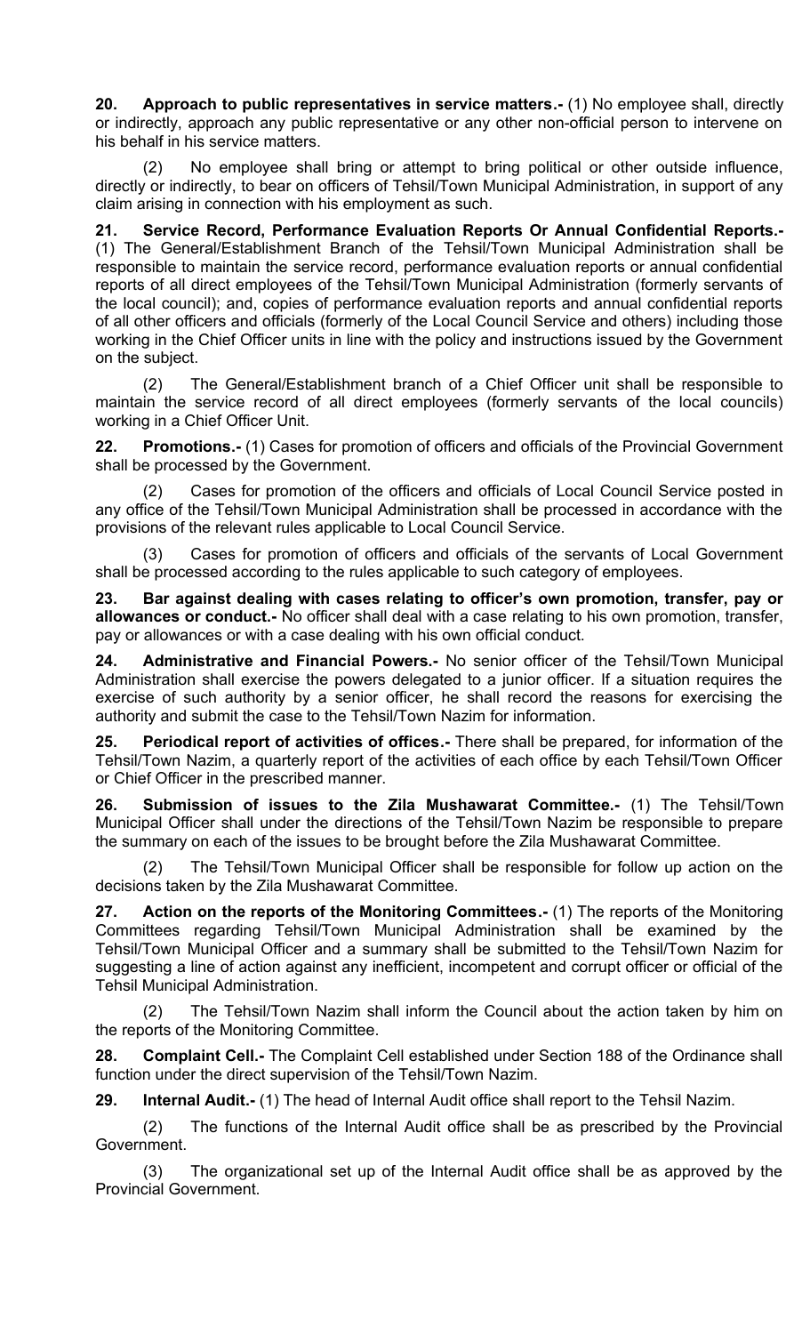**20. Approach to public representatives in service matters.-** (1) No employee shall, directly or indirectly, approach any public representative or any other non-official person to intervene on his behalf in his service matters.

(2) No employee shall bring or attempt to bring political or other outside influence, directly or indirectly, to bear on officers of Tehsil/Town Municipal Administration, in support of any claim arising in connection with his employment as such.

**21. Service Record, Performance Evaluation Reports Or Annual Confidential Reports.-** (1) The General/Establishment Branch of the Tehsil/Town Municipal Administration shall be responsible to maintain the service record, performance evaluation reports or annual confidential reports of all direct employees of the Tehsil/Town Municipal Administration (formerly servants of the local council); and, copies of performance evaluation reports and annual confidential reports of all other officers and officials (formerly of the Local Council Service and others) including those working in the Chief Officer units in line with the policy and instructions issued by the Government on the subject.

(2) The General/Establishment branch of a Chief Officer unit shall be responsible to maintain the service record of all direct employees (formerly servants of the local councils) working in a Chief Officer Unit.

**22. Promotions.-** (1) Cases for promotion of officers and officials of the Provincial Government shall be processed by the Government.

(2) Cases for promotion of the officers and officials of Local Council Service posted in any office of the Tehsil/Town Municipal Administration shall be processed in accordance with the provisions of the relevant rules applicable to Local Council Service.

(3) Cases for promotion of officers and officials of the servants of Local Government shall be processed according to the rules applicable to such category of employees.

**23. Bar against dealing with cases relating to officer's own promotion, transfer, pay or allowances or conduct.-** No officer shall deal with a case relating to his own promotion, transfer, pay or allowances or with a case dealing with his own official conduct.

**24. Administrative and Financial Powers.-** No senior officer of the Tehsil/Town Municipal Administration shall exercise the powers delegated to a junior officer. If a situation requires the exercise of such authority by a senior officer, he shall record the reasons for exercising the authority and submit the case to the Tehsil/Town Nazim for information.

**25. Periodical report of activities of offices.-** There shall be prepared, for information of the Tehsil/Town Nazim, a quarterly report of the activities of each office by each Tehsil/Town Officer or Chief Officer in the prescribed manner.

**26. Submission of issues to the Zila Mushawarat Committee.-** (1) The Tehsil/Town Municipal Officer shall under the directions of the Tehsil/Town Nazim be responsible to prepare the summary on each of the issues to be brought before the Zila Mushawarat Committee.

(2) The Tehsil/Town Municipal Officer shall be responsible for follow up action on the decisions taken by the Zila Mushawarat Committee.

**27. Action on the reports of the Monitoring Committees.-** (1) The reports of the Monitoring Committees regarding Tehsil/Town Municipal Administration shall be examined by the Tehsil/Town Municipal Officer and a summary shall be submitted to the Tehsil/Town Nazim for suggesting a line of action against any inefficient, incompetent and corrupt officer or official of the Tehsil Municipal Administration.

(2) The Tehsil/Town Nazim shall inform the Council about the action taken by him on the reports of the Monitoring Committee.

**28. Complaint Cell.-** The Complaint Cell established under Section 188 of the Ordinance shall function under the direct supervision of the Tehsil/Town Nazim.

**29. Internal Audit.-** (1) The head of Internal Audit office shall report to the Tehsil Nazim.

(2) The functions of the Internal Audit office shall be as prescribed by the Provincial Government.

(3) The organizational set up of the Internal Audit office shall be as approved by the Provincial Government.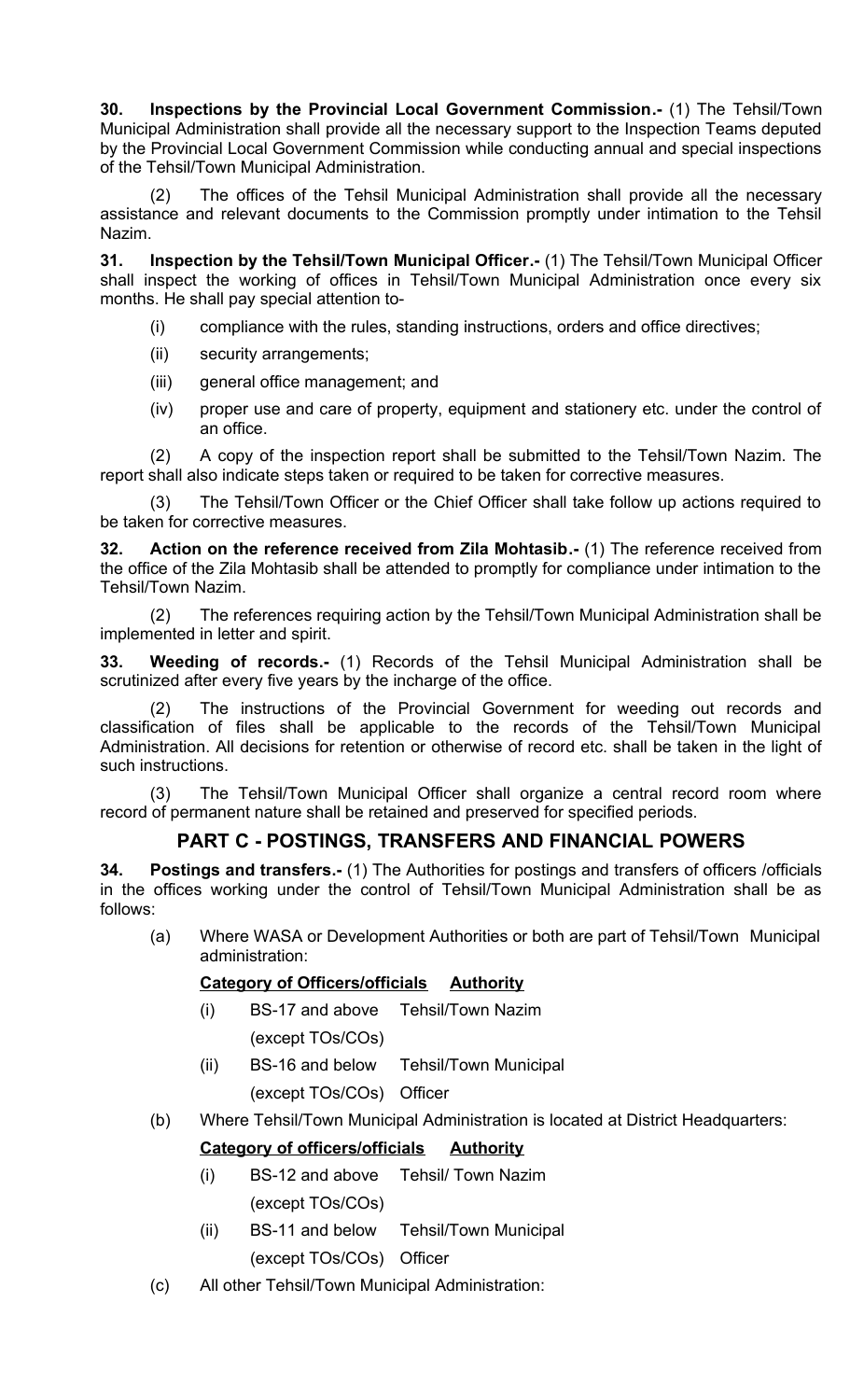**30. Inspections by the Provincial Local Government Commission.-** (1) The Tehsil/Town Municipal Administration shall provide all the necessary support to the Inspection Teams deputed by the Provincial Local Government Commission while conducting annual and special inspections of the Tehsil/Town Municipal Administration.

(2) The offices of the Tehsil Municipal Administration shall provide all the necessary assistance and relevant documents to the Commission promptly under intimation to the Tehsil Nazim.

**31. Inspection by the Tehsil/Town Municipal Officer.-** (1) The Tehsil/Town Municipal Officer shall inspect the working of offices in Tehsil/Town Municipal Administration once every six months. He shall pay special attention to-

(i) compliance with the rules, standing instructions, orders and office directives;

(ii) security arrangements;

(iii) general office management; and

(iv) proper use and care of property, equipment and stationery etc. under the control of an office.

(2) A copy of the inspection report shall be submitted to the Tehsil/Town Nazim. The report shall also indicate steps taken or required to be taken for corrective measures.

(3) The Tehsil/Town Officer or the Chief Officer shall take follow up actions required to be taken for corrective measures.

**32. Action on the reference received from Zila Mohtasib.-** (1) The reference received from the office of the Zila Mohtasib shall be attended to promptly for compliance under intimation to the Tehsil/Town Nazim.

(2) The references requiring action by the Tehsil/Town Municipal Administration shall be implemented in letter and spirit.

**33. Weeding of records.-** (1) Records of the Tehsil Municipal Administration shall be scrutinized after every five years by the incharge of the office.

(2) The instructions of the Provincial Government for weeding out records and classification of files shall be applicable to the records of the Tehsil/Town Municipal Administration. All decisions for retention or otherwise of record etc. shall be taken in the light of such instructions.

(3) The Tehsil/Town Municipal Officer shall organize a central record room where record of permanent nature shall be retained and preserved for specified periods.

## PART C - POSTINGS, TRANSFERS AND FINANCIAL POWERS

**34. Postings and transfers.-** (1) The Authorities for postings and transfers of officers /officials in the offices working under the control of Tehsil/Town Municipal Administration shall be as follows:

(a) Where WASA or Development Authorities or both are part of Tehsil/Town Municipal administration:

| | Category of Officers/officials | Authority |
|---|---|---|
| (i) | BS-17 and above (except TOs/COs) | Tehsil/Town Nazim |
| (ii) | BS-16 and below (except TOs/COs) | Tehsil/Town Municipal Officer |

(b) Where Tehsil/Town Municipal Administration is located at District Headquarters:

| | Category of officers/officials | Authority |
|---|---|---|
| (i) | BS-12 and above (except TOs/COs) | Tehsil/ Town Nazim |
| (ii) | BS-11 and below (except TOs/COs) | Tehsil/Town Municipal Officer |

(c) All other Tehsil/Town Municipal Administration: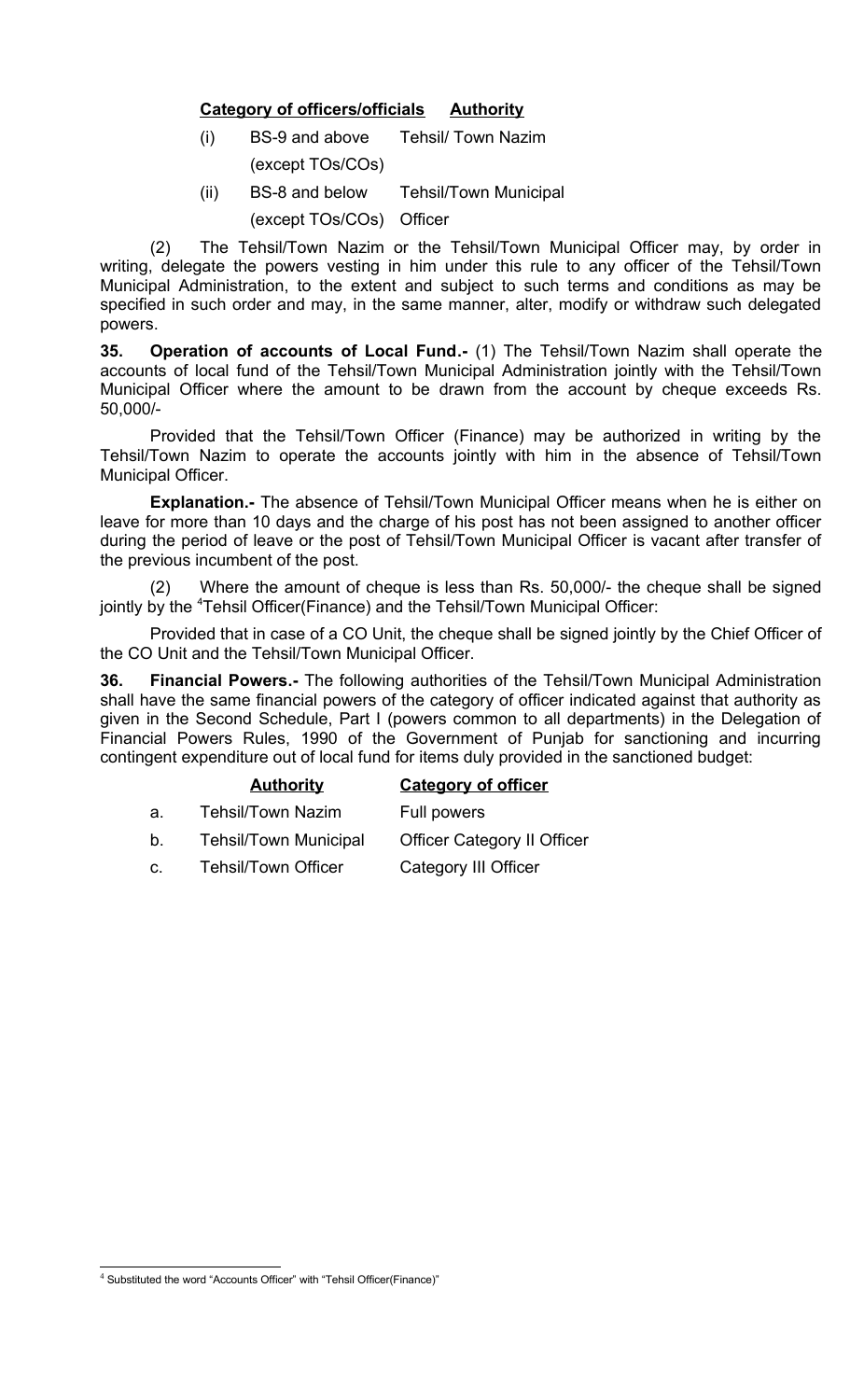| Category of officers/officials | Authority |
|---|---|
| (i) BS-9 and above (except TOs/COs) | Tehsil/ Town Nazim |
| (ii) BS-8 and below (except TOs/COs) | Tehsil/Town Municipal Officer |

(2) The Tehsil/Town Nazim or the Tehsil/Town Municipal Officer may, by order in writing, delegate the powers vesting in him under this rule to any officer of the Tehsil/Town Municipal Administration, to the extent and subject to such terms and conditions as may be specified in such order and may, in the same manner, alter, modify or withdraw such delegated powers.

**35. Operation of accounts of Local Fund.-** (1) The Tehsil/Town Nazim shall operate the accounts of local fund of the Tehsil/Town Municipal Administration jointly with the Tehsil/Town Municipal Officer where the amount to be drawn from the account by cheque exceeds Rs. 50,000/-

Provided that the Tehsil/Town Officer (Finance) may be authorized in writing by the Tehsil/Town Nazim to operate the accounts jointly with him in the absence of Tehsil/Town Municipal Officer.

**Explanation.-** The absence of Tehsil/Town Municipal Officer means when he is either on leave for more than 10 days and the charge of his post has not been assigned to another officer during the period of leave or the post of Tehsil/Town Municipal Officer is vacant after transfer of the previous incumbent of the post.

(2) Where the amount of cheque is less than Rs. 50,000/- the cheque shall be signed jointly by the [4]Tehsil Officer(Finance) and the Tehsil/Town Municipal Officer:

Provided that in case of a CO Unit, the cheque shall be signed jointly by the Chief Officer of the CO Unit and the Tehsil/Town Municipal Officer.

**36. Financial Powers.-** The following authorities of the Tehsil/Town Municipal Administration shall have the same financial powers of the category of officer indicated against that authority as given in the Second Schedule, Part I (powers common to all departments) in the Delegation of Financial Powers Rules, 1990 of the Government of Punjab for sanctioning and incurring contingent expenditure out of local fund for items duly provided in the sanctioned budget:

| | Authority | Category of officer |
|---|---|---|
| a. | Tehsil/Town Nazim | Full powers |
| b. | Tehsil/Town Municipal Officer | Category II Officer |
| c. | Tehsil/Town Officer | Category III Officer |

[4] Substituted the word "Accounts Officer" with "Tehsil Officer(Finance)"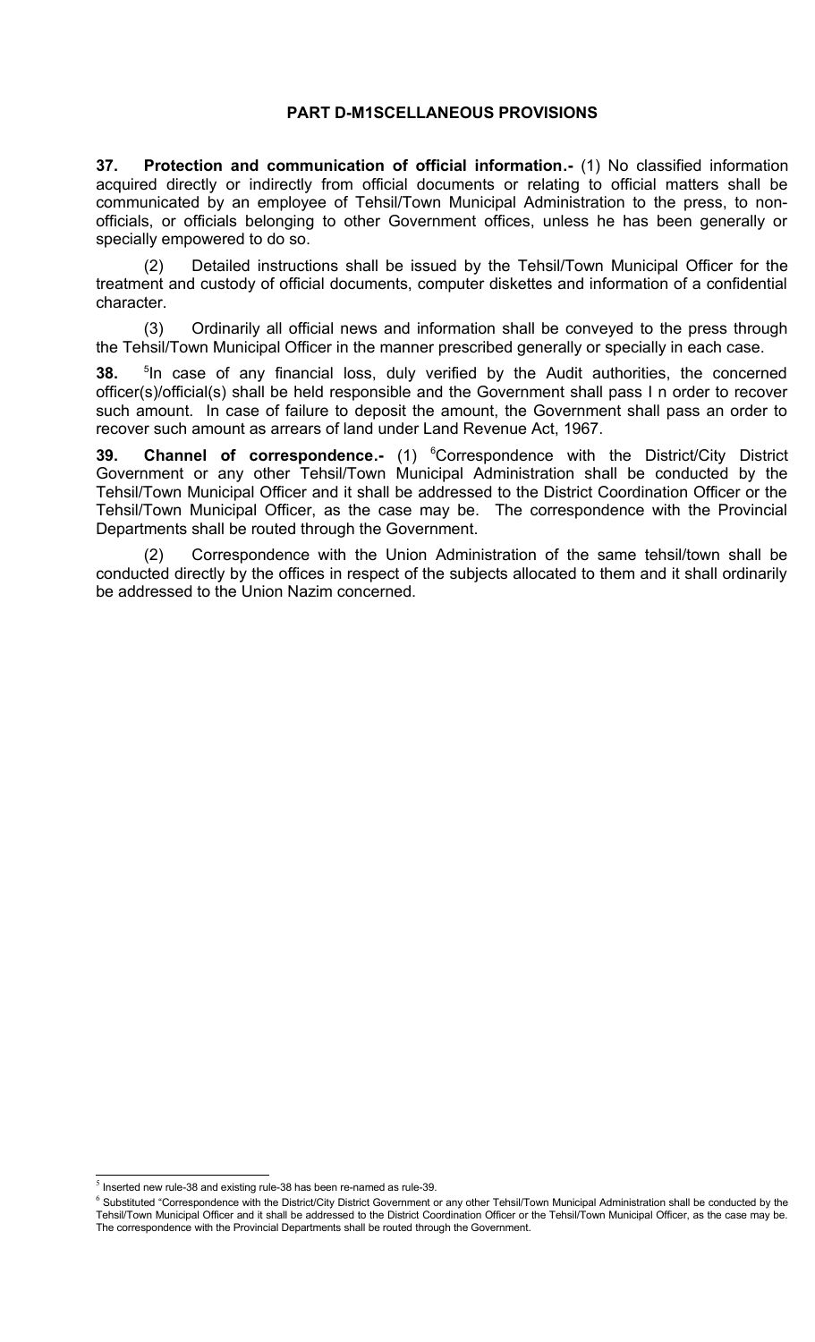## PART D-M1SCELLANEOUS PROVISIONS

**37. Protection and communication of official information.-** (1) No classified information acquired directly or indirectly from official documents or relating to official matters shall be communicated by an employee of Tehsil/Town Municipal Administration to the press, to non-officials, or officials belonging to other Government offices, unless he has been generally or specially empowered to do so.

(2) Detailed instructions shall be issued by the Tehsil/Town Municipal Officer for the treatment and custody of official documents, computer diskettes and information of a confidential character.

(3) Ordinarily all official news and information shall be conveyed to the press through the Tehsil/Town Municipal Officer in the manner prescribed generally or specially in each case.

**38.** [5]In case of any financial loss, duly verified by the Audit authorities, the concerned officer(s)/official(s) shall be held responsible and the Government shall pass I n order to recover such amount. In case of failure to deposit the amount, the Government shall pass an order to recover such amount as arrears of land under Land Revenue Act, 1967.

**39. Channel of correspondence.-** (1) [6]Correspondence with the District/City District Government or any other Tehsil/Town Municipal Administration shall be conducted by the Tehsil/Town Municipal Officer and it shall be addressed to the District Coordination Officer or the Tehsil/Town Municipal Officer, as the case may be. The correspondence with the Provincial Departments shall be routed through the Government.

(2) Correspondence with the Union Administration of the same tehsil/town shall be conducted directly by the offices in respect of the subjects allocated to them and it shall ordinarily be addressed to the Union Nazim concerned.

---

[5] Inserted new rule-38 and existing rule-38 has been re-named as rule-39.

[6] Substituted "Correspondence with the District/City District Government or any other Tehsil/Town Municipal Administration shall be conducted by the Tehsil/Town Municipal Officer and it shall be addressed to the District Coordination Officer or the Tehsil/Town Municipal Officer, as the case may be. The correspondence with the Provincial Departments shall be routed through the Government.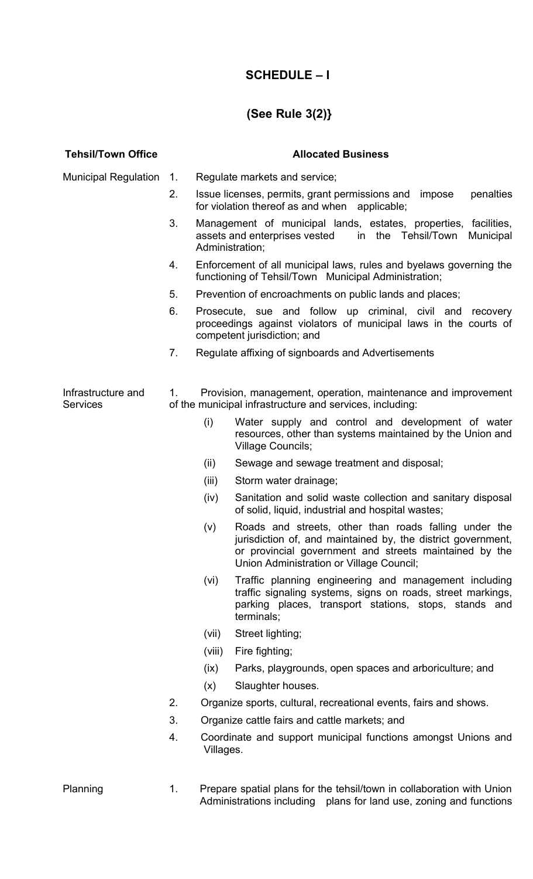## SCHEDULE – I

### (See Rule 3(2)}

| Tehsil/Town Office | Allocated Business |
|---|---|
| Municipal Regulation | 1. Regulate markets and service; |
| | 2. Issue licenses, permits, grant permissions and impose penalties for violation thereof as and when applicable; |
| | 3. Management of municipal lands, estates, properties, facilities, assets and enterprises vested in the Tehsil/Town Municipal Administration; |
| | 4. Enforcement of all municipal laws, rules and byelaws governing the functioning of Tehsil/Town Municipal Administration; |
| | 5. Prevention of encroachments on public lands and places; |
| | 6. Prosecute, sue and follow up criminal, civil and recovery proceedings against violators of municipal laws in the courts of competent jurisdiction; and |
| | 7. Regulate affixing of signboards and Advertisements |
| Infrastructure and Services | 1. Provision, management, operation, maintenance and improvement of the municipal infrastructure and services, including: |
| | (i) Water supply and control and development of water resources, other than systems maintained by the Union and Village Councils; |
| | (ii) Sewage and sewage treatment and disposal; |
| | (iii) Storm water drainage; |
| | (iv) Sanitation and solid waste collection and sanitary disposal of solid, liquid, industrial and hospital wastes; |
| | (v) Roads and streets, other than roads falling under the jurisdiction of, and maintained by, the district government, or provincial government and streets maintained by the Union Administration or Village Council; |
| | (vi) Traffic planning engineering and management including traffic signaling systems, signs on roads, street markings, parking places, transport stations, stops, stands and terminals; |
| | (vii) Street lighting; |
| | (viii) Fire fighting; |
| | (ix) Parks, playgrounds, open spaces and arboriculture; and |
| | (x) Slaughter houses. |
| | 2. Organize sports, cultural, recreational events, fairs and shows. |
| | 3. Organize cattle fairs and cattle markets; and |
| | 4. Coordinate and support municipal functions amongst Unions and Villages. |
| Planning | 1. Prepare spatial plans for the tehsil/town in collaboration with Union Administrations including plans for land use, zoning and functions |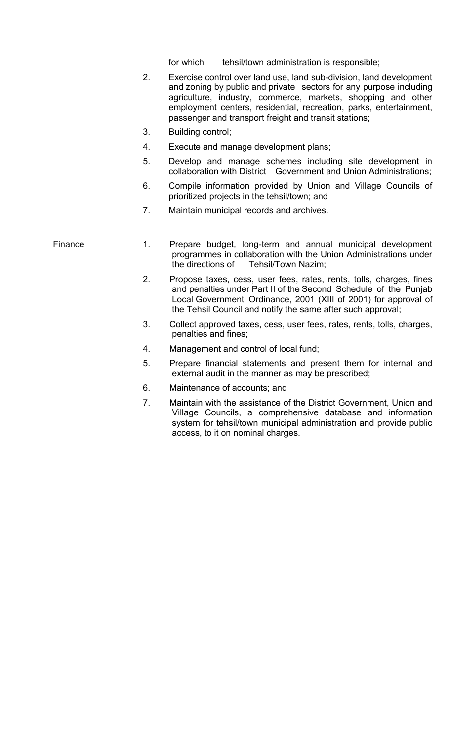for which tehsil/town administration is responsible;

2. Exercise control over land use, land sub-division, land development and zoning by public and private sectors for any purpose including agriculture, industry, commerce, markets, shopping and other employment centers, residential, recreation, parks, entertainment, passenger and transport freight and transit stations;
3. Building control;
4. Execute and manage development plans;
5. Develop and manage schemes including site development in collaboration with District Government and Union Administrations;
6. Compile information provided by Union and Village Councils of prioritized projects in the tehsil/town; and
7. Maintain municipal records and archives.

Finance

1. Prepare budget, long-term and annual municipal development programmes in collaboration with the Union Administrations under the directions of Tehsil/Town Nazim;
2. Propose taxes, cess, user fees, rates, rents, tolls, charges, fines and penalties under Part II of the Second Schedule of the Punjab Local Government Ordinance, 2001 (XIII of 2001) for approval of the Tehsil Council and notify the same after such approval;
3. Collect approved taxes, cess, user fees, rates, rents, tolls, charges, penalties and fines;
4. Management and control of local fund;
5. Prepare financial statements and present them for internal and external audit in the manner as may be prescribed;
6. Maintenance of accounts; and
7. Maintain with the assistance of the District Government, Union and Village Councils, a comprehensive database and information system for tehsil/town municipal administration and provide public access, to it on nominal charges.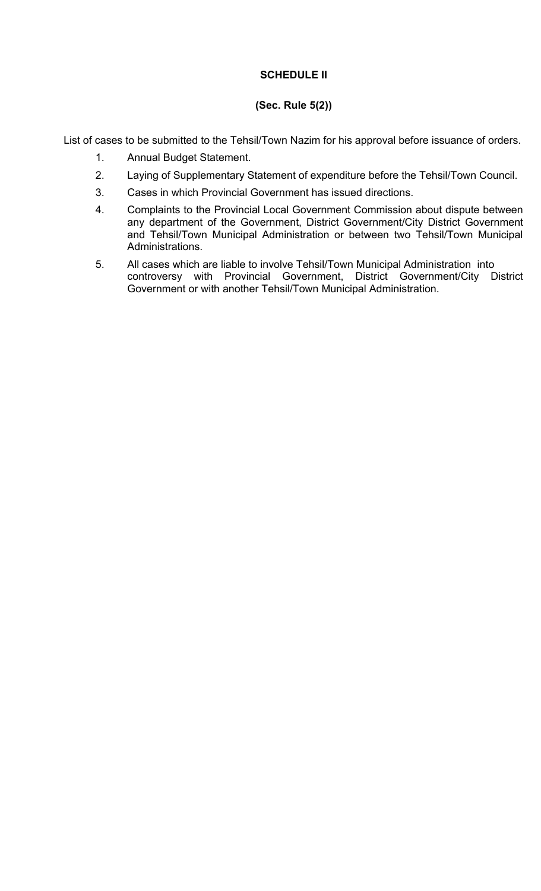**SCHEDULE II**

**(Sec. Rule 5(2))**

List of cases to be submitted to the Tehsil/Town Nazim for his approval before issuance of orders.

1. Annual Budget Statement.
2. Laying of Supplementary Statement of expenditure before the Tehsil/Town Council.
3. Cases in which Provincial Government has issued directions.
4. Complaints to the Provincial Local Government Commission about dispute between any department of the Government, District Government/City District Government and Tehsil/Town Municipal Administration or between two Tehsil/Town Municipal Administrations.
5. All cases which are liable to involve Tehsil/Town Municipal Administration into controversy with Provincial Government, District Government/City District Government or with another Tehsil/Town Municipal Administration.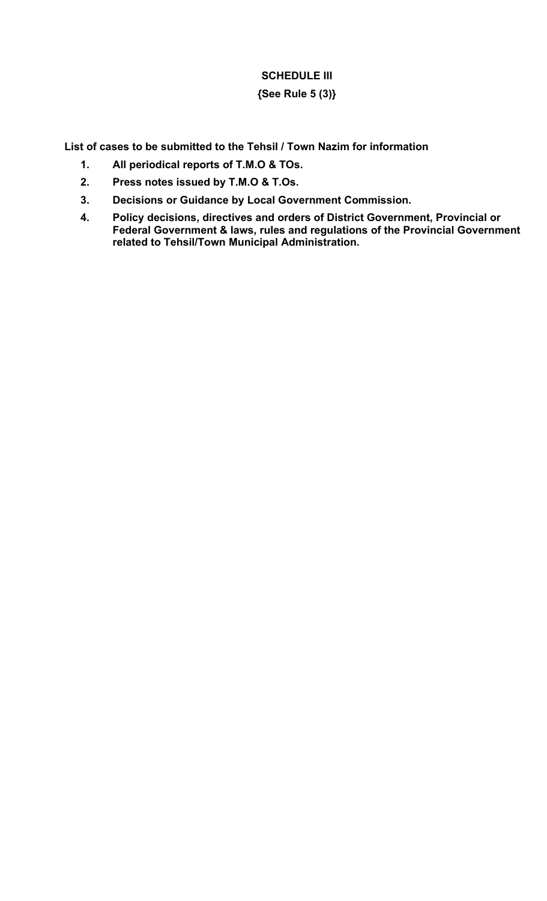## SCHEDULE III

**{See Rule 5 (3)}**

**List of cases to be submitted to the Tehsil / Town Nazim for information**

1. **All periodical reports of T.M.O & TOs.**
2. **Press notes issued by T.M.O & T.Os.**
3. **Decisions or Guidance by Local Government Commission.**
4. **Policy decisions, directives and orders of District Government, Provincial or Federal Government & laws, rules and regulations of the Provincial Government related to Tehsil/Town Municipal Administration.**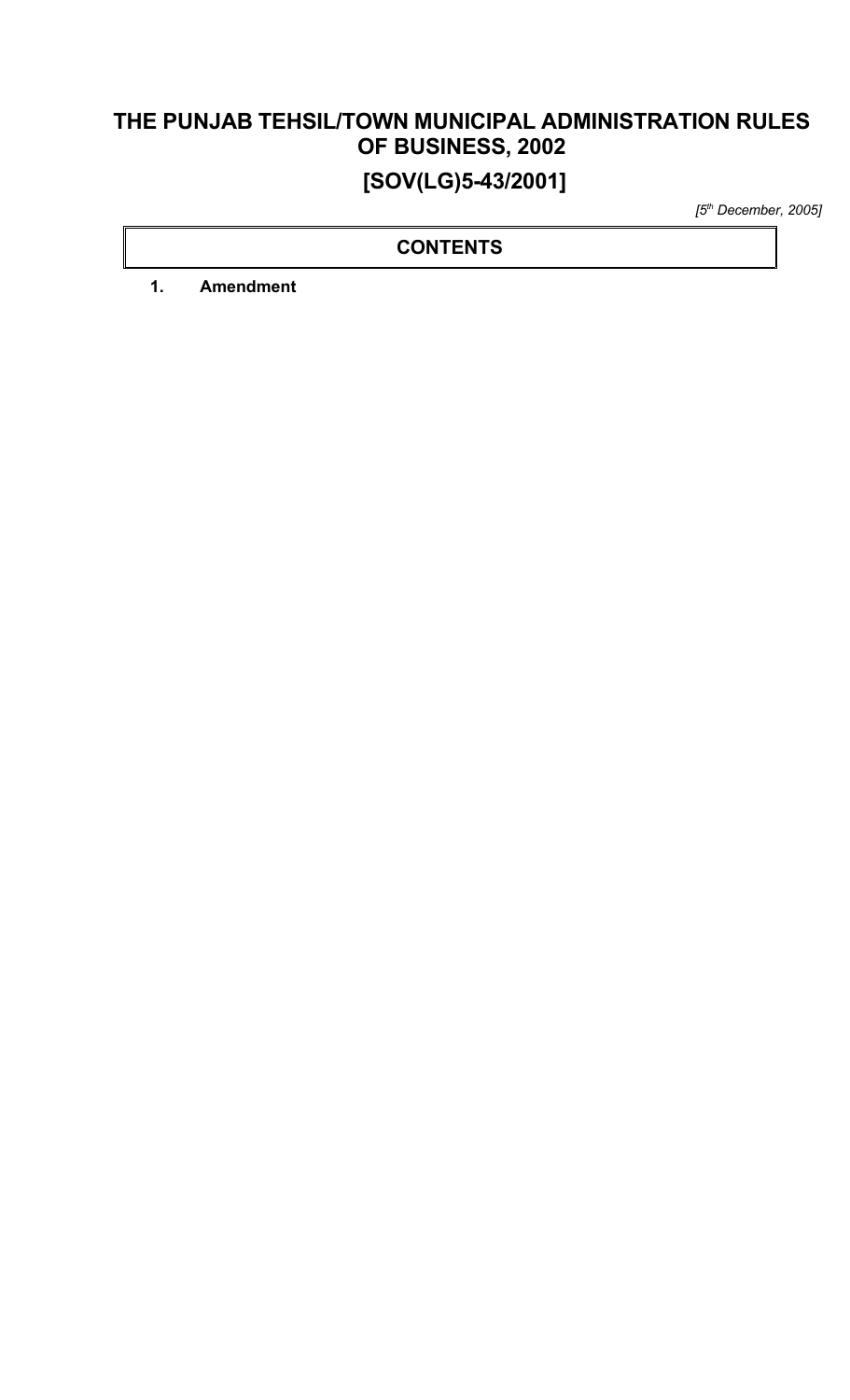# THE PUNJAB TEHSIL/TOWN MUNICIPAL ADMINISTRATION RULES OF BUSINESS, 2002

# [SOV(LG)5-43/2001]

*[5th December, 2005]*

## CONTENTS

**1. Amendment**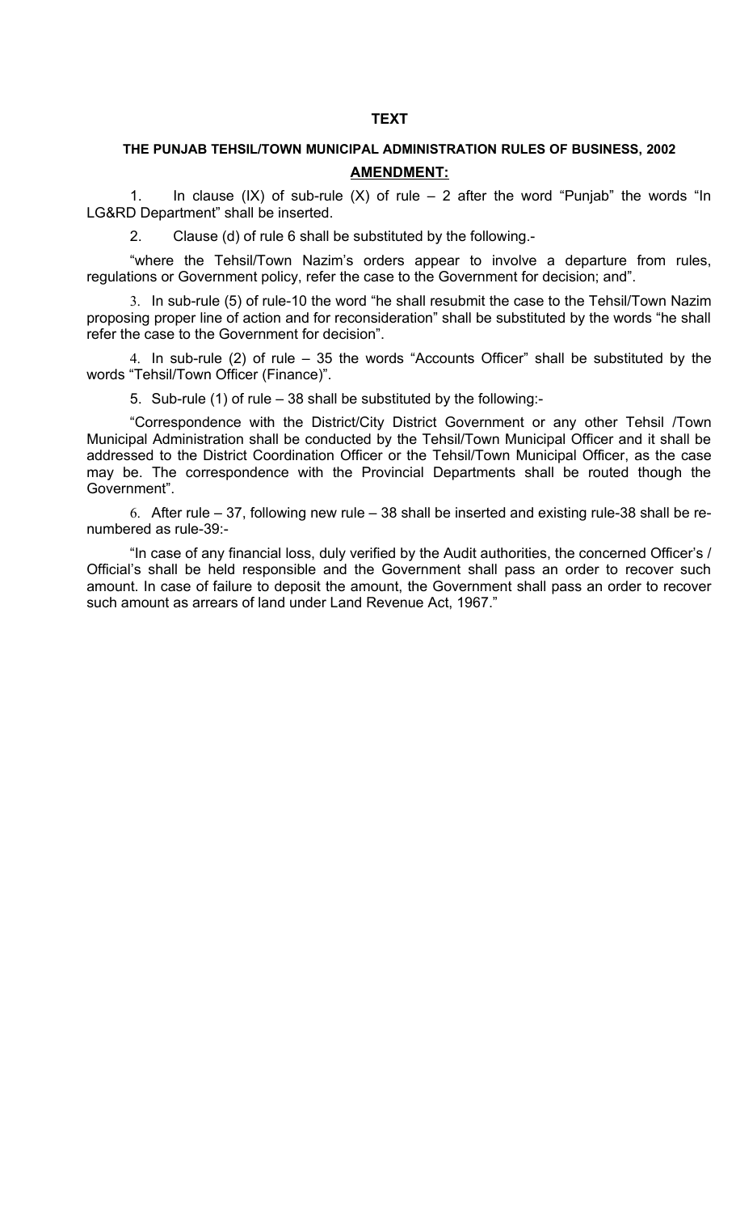# TEXT

## THE PUNJAB TEHSIL/TOWN MUNICIPAL ADMINISTRATION RULES OF BUSINESS, 2002

### AMENDMENT:

1. In clause (IX) of sub-rule (X) of rule – 2 after the word "Punjab" the words "In LG&RD Department" shall be inserted.

2. Clause (d) of rule 6 shall be substituted by the following.-

"where the Tehsil/Town Nazim's orders appear to involve a departure from rules, regulations or Government policy, refer the case to the Government for decision; and".

3. In sub-rule (5) of rule-10 the word "he shall resubmit the case to the Tehsil/Town Nazim proposing proper line of action and for reconsideration" shall be substituted by the words "he shall refer the case to the Government for decision".

4. In sub-rule (2) of rule – 35 the words "Accounts Officer" shall be substituted by the words "Tehsil/Town Officer (Finance)".

5. Sub-rule (1) of rule – 38 shall be substituted by the following:-

"Correspondence with the District/City District Government or any other Tehsil /Town Municipal Administration shall be conducted by the Tehsil/Town Municipal Officer and it shall be addressed to the District Coordination Officer or the Tehsil/Town Municipal Officer, as the case may be. The correspondence with the Provincial Departments shall be routed though the Government".

6. After rule – 37, following new rule – 38 shall be inserted and existing rule-38 shall be re-numbered as rule-39:-

"In case of any financial loss, duly verified by the Audit authorities, the concerned Officer's / Official's shall be held responsible and the Government shall pass an order to recover such amount. In case of failure to deposit the amount, the Government shall pass an order to recover such amount as arrears of land under Land Revenue Act, 1967."